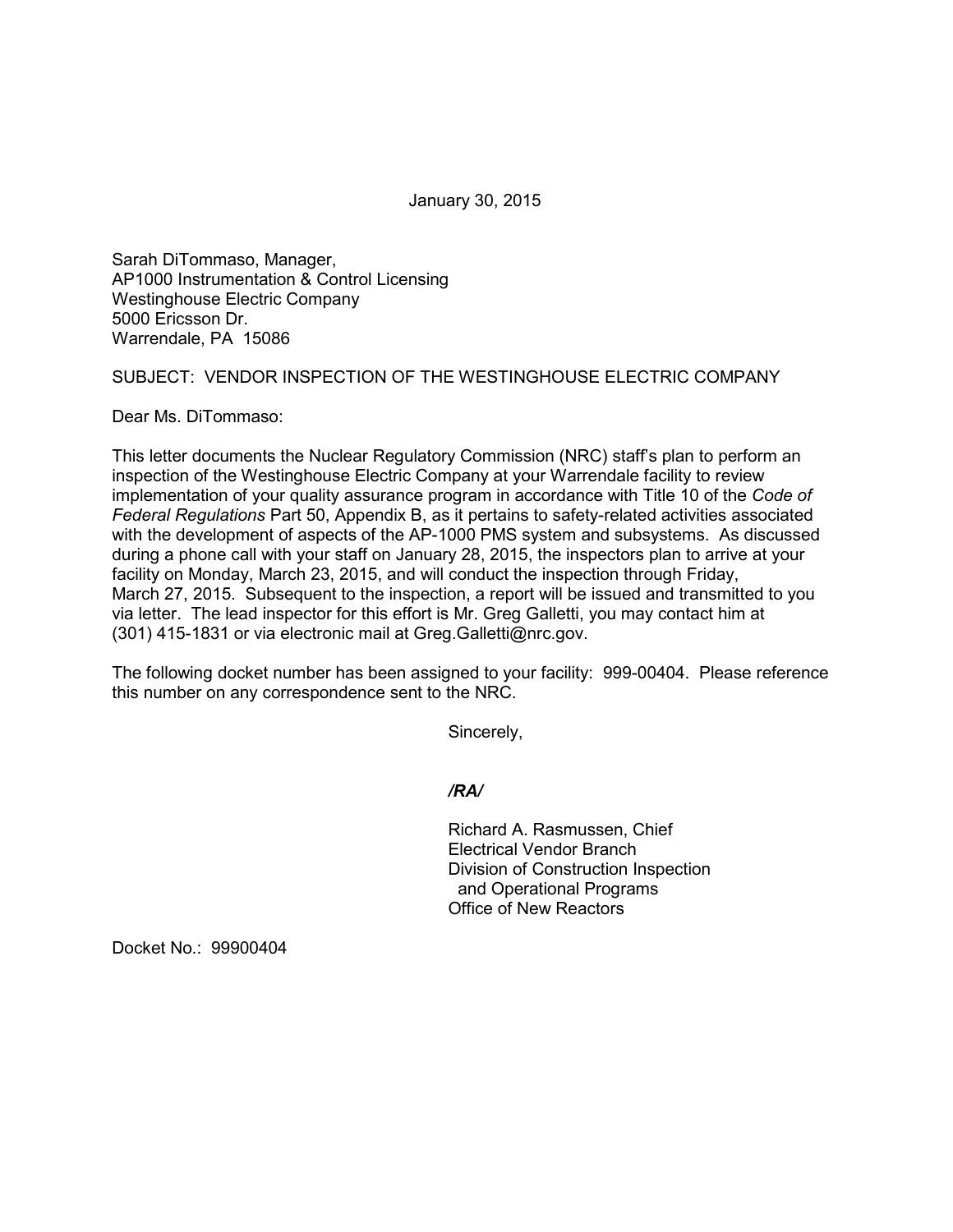January 30, 2015

Sarah DiTommaso, Manager,
AP1000 Instrumentation & Control Licensing
Westinghouse Electric Company
5000 Ericsson Dr.
Warrendale, PA 15086

SUBJECT: VENDOR INSPECTION OF THE WESTINGHOUSE ELECTRIC COMPANY

Dear Ms. DiTommaso:

This letter documents the Nuclear Regulatory Commission (NRC) staff's plan to perform an inspection of the Westinghouse Electric Company at your Warrendale facility to review implementation of your quality assurance program in accordance with Title 10 of the *Code of Federal Regulations* Part 50, Appendix B, as it pertains to safety-related activities associated with the development of aspects of the AP-1000 PMS system and subsystems. As discussed during a phone call with your staff on January 28, 2015, the inspectors plan to arrive at your facility on Monday, March 23, 2015, and will conduct the inspection through Friday, March 27, 2015. Subsequent to the inspection, a report will be issued and transmitted to you via letter. The lead inspector for this effort is Mr. Greg Galletti, you may contact him at (301) 415-1831 or via electronic mail at Greg.Galletti@nrc.gov.

The following docket number has been assigned to your facility: 999-00404. Please reference this number on any correspondence sent to the NRC.

Sincerely,

*/RA/*

Richard A. Rasmussen, Chief
Electrical Vendor Branch
Division of Construction Inspection
and Operational Programs
Office of New Reactors

Docket No.: 99900404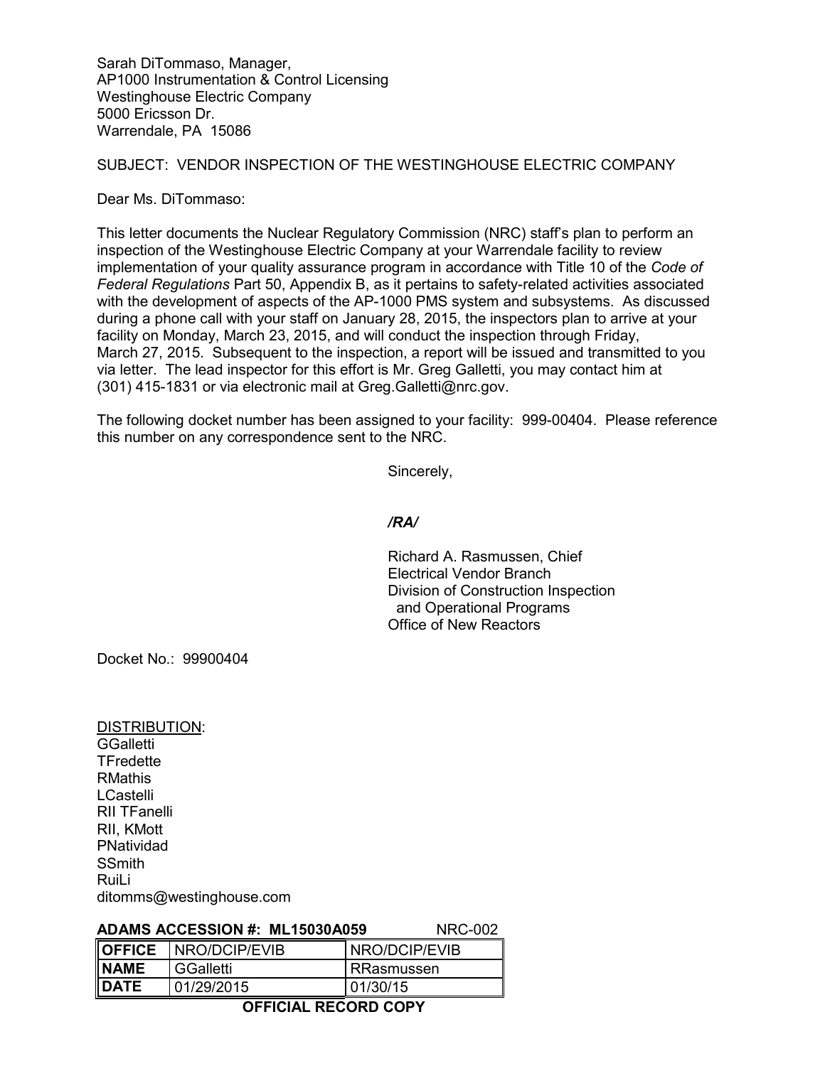Sarah DiTommaso, Manager,
AP1000 Instrumentation & Control Licensing
Westinghouse Electric Company
5000 Ericsson Dr.
Warrendale, PA 15086

SUBJECT: VENDOR INSPECTION OF THE WESTINGHOUSE ELECTRIC COMPANY

Dear Ms. DiTommaso:

This letter documents the Nuclear Regulatory Commission (NRC) staff's plan to perform an inspection of the Westinghouse Electric Company at your Warrendale facility to review implementation of your quality assurance program in accordance with Title 10 of the *Code of Federal Regulations* Part 50, Appendix B, as it pertains to safety-related activities associated with the development of aspects of the AP-1000 PMS system and subsystems. As discussed during a phone call with your staff on January 28, 2015, the inspectors plan to arrive at your facility on Monday, March 23, 2015, and will conduct the inspection through Friday, March 27, 2015. Subsequent to the inspection, a report will be issued and transmitted to you via letter. The lead inspector for this effort is Mr. Greg Galletti, you may contact him at (301) 415-1831 or via electronic mail at Greg.Galletti@nrc.gov.

The following docket number has been assigned to your facility: 999-00404. Please reference this number on any correspondence sent to the NRC.

Sincerely,

*/RA/*

Richard A. Rasmussen, Chief
Electrical Vendor Branch
Division of Construction Inspection
and Operational Programs
Office of New Reactors

Docket No.: 99900404

<u>DISTRIBUTION</u>:
GGalletti
TFredette
RMathis
LCastelli
RII TFanelli
RII, KMott
PNatividad
SSmith
RuiLi
ditomms@westinghouse.com

**ADAMS ACCESSION #: ML15030A059** NRC-002

| | | |
|---|---|---|
| **OFFICE** | NRO/DCIP/EVIB | NRO/DCIP/EVIB |
| **NAME** | GGalletti | RRasmussen |
| **DATE** | 01/29/2015 | 01/30/15 |

**OFFICIAL RECORD COPY**